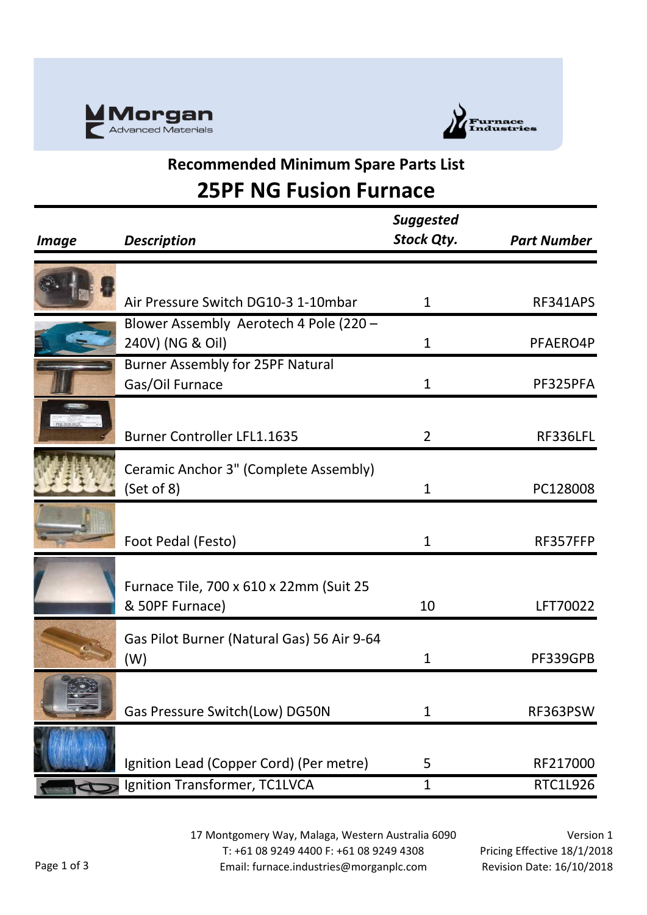Morgan Advanced Materials

Furnace Industries

## Recommended Minimum Spare Parts List

# 25PF NG Fusion Furnace

| *Image* | *Description* | *Suggested Stock Qty.* | *Part Number* |
|---|---|---|---|
| | Air Pressure Switch DG10-3 1-10mbar | 1 | RF341APS |
| | Blower Assembly Aerotech 4 Pole (220 – 240V) (NG & Oil) | 1 | PFAERO4P |
| | Burner Assembly for 25PF Natural Gas/Oil Furnace | 1 | PF325PFA |
| | Burner Controller LFL1.1635 | 2 | RF336LFL |
| | Ceramic Anchor 3" (Complete Assembly) (Set of 8) | 1 | PC128008 |
| | Foot Pedal (Festo) | 1 | RF357FFP |
| | Furnace Tile, 700 x 610 x 22mm (Suit 25 & 50PF Furnace) | 10 | LFT70022 |
| | Gas Pilot Burner (Natural Gas) 56 Air 9-64 (W) | 1 | PF339GPB |
| | Gas Pressure Switch(Low) DG50N | 1 | RF363PSW |
| | Ignition Lead (Copper Cord) (Per metre) | 5 | RF217000 |
| | Ignition Transformer, TC1LVCA | 1 | RTC1L926 |

17 Montgomery Way, Malaga, Western Australia 6090
T: +61 08 9249 4400 F: +61 08 9249 4308
Email: furnace.industries@morganplc.com

Version 1
Pricing Effective 18/1/2018
Revision Date: 16/10/2018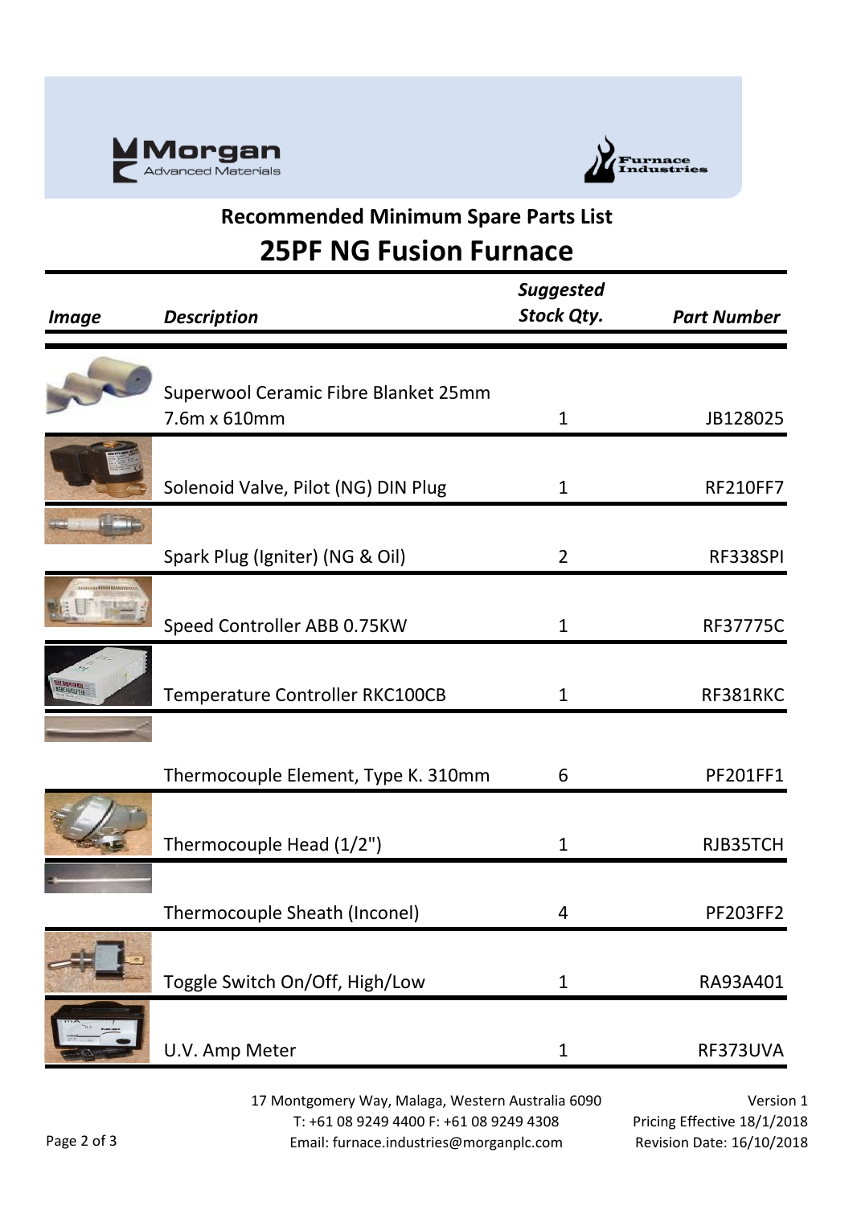## Recommended Minimum Spare Parts List

# 25PF NG Fusion Furnace

| Image | Description | Suggested Stock Qty. | Part Number |
|---|---|---|---|
| | Superwool Ceramic Fibre Blanket 25mm 7.6m x 610mm | 1 | JB128025 |
| | Solenoid Valve, Pilot (NG) DIN Plug | 1 | RF210FF7 |
| | Spark Plug (Igniter) (NG & Oil) | 2 | RF338SPI |
| | Speed Controller ABB 0.75KW | 1 | RF37775C |
| | Temperature Controller RKC100CB | 1 | RF381RKC |
| | Thermocouple Element, Type K. 310mm | 6 | PF201FF1 |
| | Thermocouple Head (1/2") | 1 | RJB35TCH |
| | Thermocouple Sheath (Inconel) | 4 | PF203FF2 |
| | Toggle Switch On/Off, High/Low | 1 | RA93A401 |
| | U.V. Amp Meter | 1 | RF373UVA |

17 Montgomery Way, Malaga, Western Australia 6090
T: +61 08 9249 4400 F: +61 08 9249 4308
Email: furnace.industries@morganplc.com

Version 1
Pricing Effective 18/1/2018
Revision Date: 16/10/2018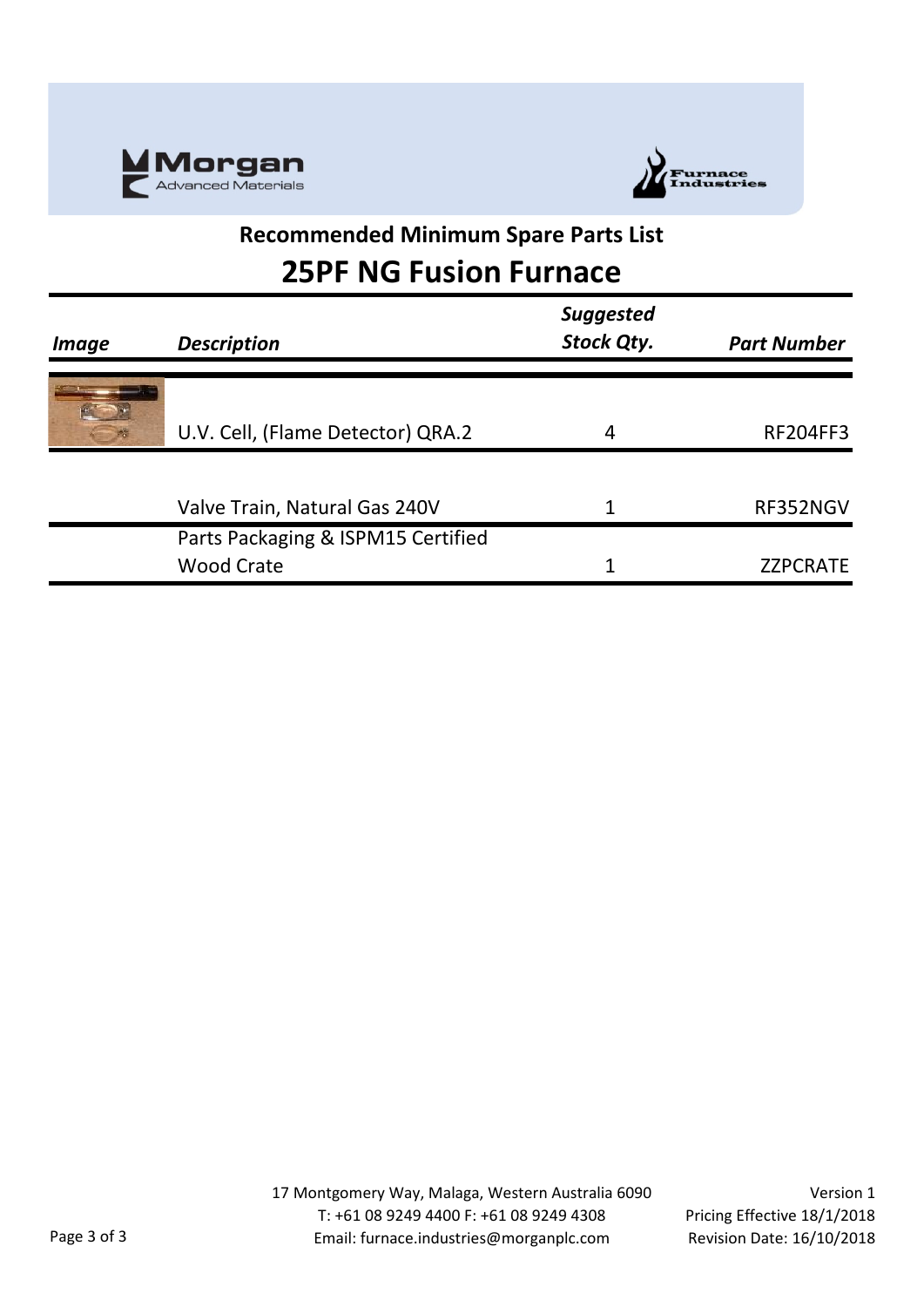## Recommended Minimum Spare Parts List

# 25PF NG Fusion Furnace

| *Image* | *Description* | *Suggested Stock Qty.* | *Part Number* |
|---|---|---|---|
| | U.V. Cell, (Flame Detector) QRA.2 | 4 | RF204FF3 |
| | Valve Train, Natural Gas 240V | 1 | RF352NGV |
| | Parts Packaging & ISPM15 Certified Wood Crate | 1 | ZZPCRATE |

17 Montgomery Way, Malaga, Western Australia 6090
T: +61 08 9249 4400 F: +61 08 9249 4308
Email: furnace.industries@morganplc.com

Version 1
Pricing Effective 18/1/2018
Revision Date: 16/10/2018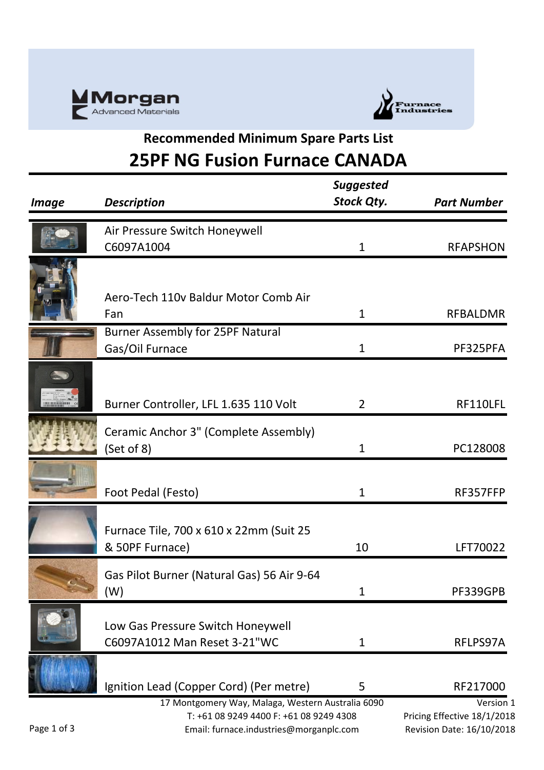## Recommended Minimum Spare Parts List

# 25PF NG Fusion Furnace CANADA

| Image | Description | Suggested Stock Qty. | Part Number |
|---|---|---|---|
| | Air Pressure Switch Honeywell C6097A1004 | 1 | RFAPSHON |
| | Aero-Tech 110v Baldur Motor Comb Air Fan | 1 | RFBALDMR |
| | Burner Assembly for 25PF Natural Gas/Oil Furnace | 1 | PF325PFA |
| | Burner Controller, LFL 1.635 110 Volt | 2 | RF110LFL |
| | Ceramic Anchor 3" (Complete Assembly) (Set of 8) | 1 | PC128008 |
| | Foot Pedal (Festo) | 1 | RF357FFP |
| | Furnace Tile, 700 x 610 x 22mm (Suit 25 & 50PF Furnace) | 10 | LFT70022 |
| | Gas Pilot Burner (Natural Gas) 56 Air 9-64 (W) | 1 | PF339GPB |
| | Low Gas Pressure Switch Honeywell C6097A1012 Man Reset 3-21"WC | 1 | RFLPS97A |
| | Ignition Lead (Copper Cord) (Per metre) | 5 | RF217000 |

17 Montgomery Way, Malaga, Western Australia 6090
T: +61 08 9249 4400 F: +61 08 9249 4308
Email: furnace.industries@morganplc.com

Version 1
Pricing Effective 18/1/2018
Revision Date: 16/10/2018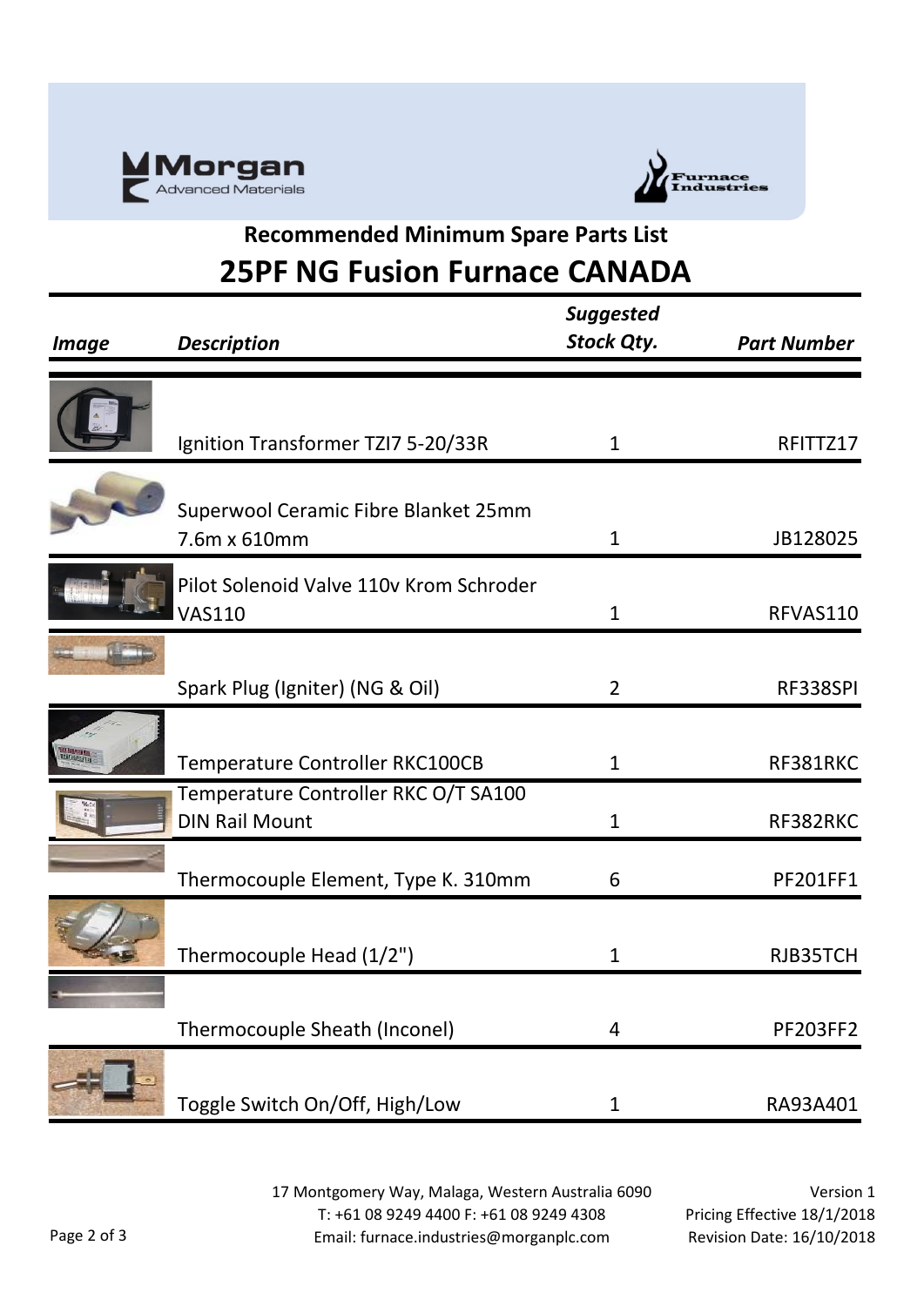Morgan Advanced Materials

Furnace Industries

## Recommended Minimum Spare Parts List

# 25PF NG Fusion Furnace CANADA

| *Image* | *Description* | *Suggested Stock Qty.* | *Part Number* |
|---|---|---|---|
| | Ignition Transformer TZI7 5-20/33R | 1 | RFITTZ17 |
| | Superwool Ceramic Fibre Blanket 25mm 7.6m x 610mm | 1 | JB128025 |
| | Pilot Solenoid Valve 110v Krom Schroder VAS110 | 1 | RFVAS110 |
| | Spark Plug (Igniter) (NG & Oil) | 2 | RF338SPI |
| | Temperature Controller RKC100CB | 1 | RF381RKC |
| | Temperature Controller RKC O/T SA100 DIN Rail Mount | 1 | RF382RKC |
| | Thermocouple Element, Type K. 310mm | 6 | PF201FF1 |
| | Thermocouple Head (1/2") | 1 | RJB35TCH |
| | Thermocouple Sheath (Inconel) | 4 | PF203FF2 |
| | Toggle Switch On/Off, High/Low | 1 | RA93A401 |

17 Montgomery Way, Malaga, Western Australia 6090
T: +61 08 9249 4400 F: +61 08 9249 4308
Email: furnace.industries@morganplc.com

Version 1
Pricing Effective 18/1/2018
Revision Date: 16/10/2018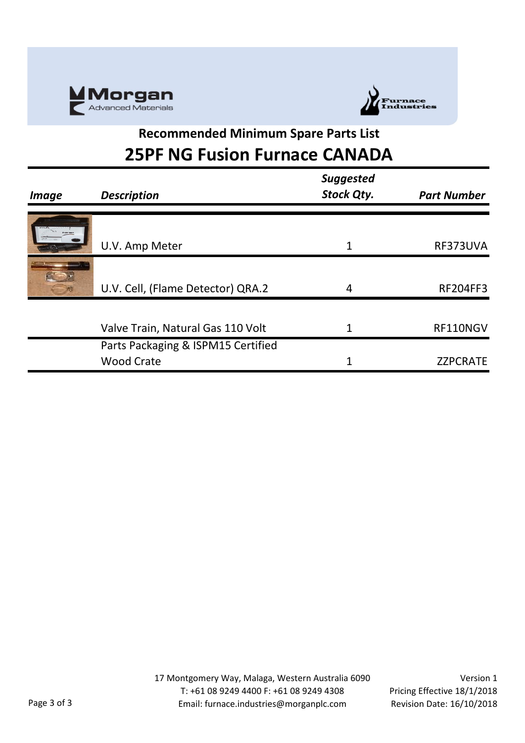Morgan Advanced Materials

Furnace Industries

## Recommended Minimum Spare Parts List

# 25PF NG Fusion Furnace CANADA

| *Image* | *Description* | *Suggested Stock Qty.* | *Part Number* |
|---|---|---|---|
| | U.V. Amp Meter | 1 | RF373UVA |
| | U.V. Cell, (Flame Detector) QRA.2 | 4 | RF204FF3 |
| | Valve Train, Natural Gas 110 Volt | 1 | RF110NGV |
| | Parts Packaging & ISPM15 Certified Wood Crate | 1 | ZZPCRATE |

17 Montgomery Way, Malaga, Western Australia 6090
T: +61 08 9249 4400 F: +61 08 9249 4308
Email: furnace.industries@morganplc.com

Version 1
Pricing Effective 18/1/2018
Revision Date: 16/10/2018